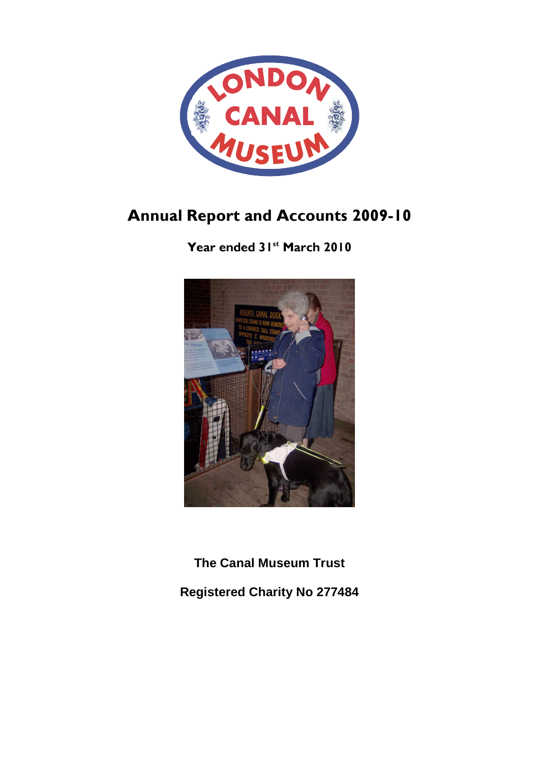# Annual Report and Accounts 2009-10

## Year ended 31st March 2010

**The Canal Museum Trust**

**Registered Charity No 277484**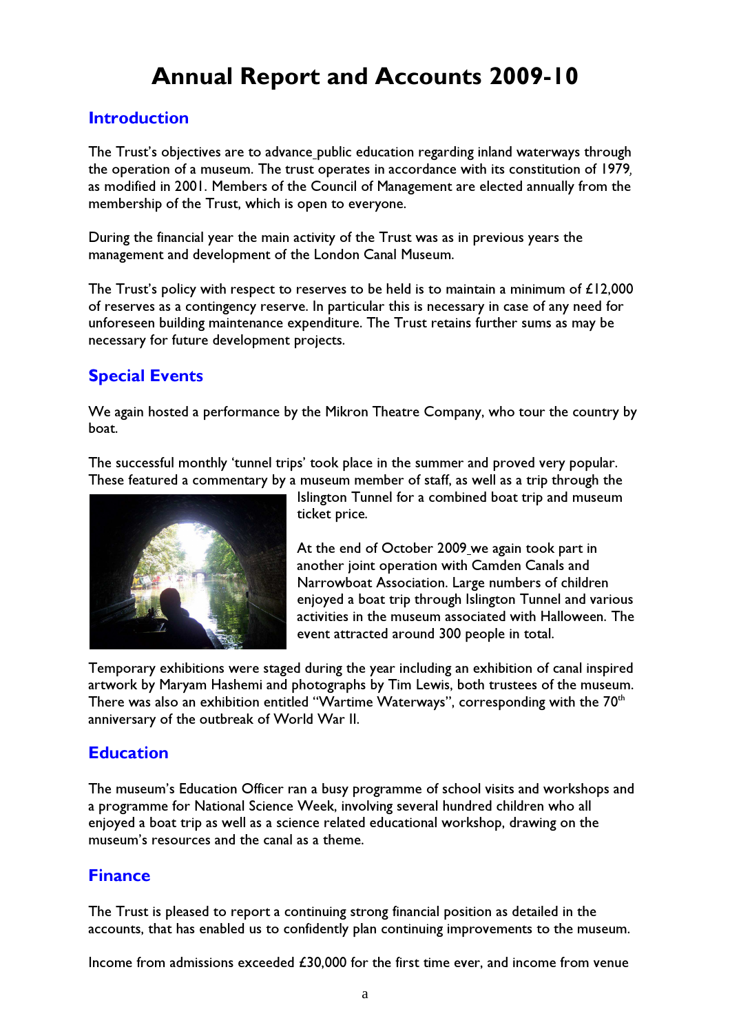# Annual Report and Accounts 2009-10

## Introduction

The Trust's objectives are to advance public education regarding inland waterways through the operation of a museum. The trust operates in accordance with its constitution of 1979, as modified in 2001. Members of the Council of Management are elected annually from the membership of the Trust, which is open to everyone.

During the financial year the main activity of the Trust was as in previous years the management and development of the London Canal Museum.

The Trust's policy with respect to reserves to be held is to maintain a minimum of £12,000 of reserves as a contingency reserve. In particular this is necessary in case of any need for unforeseen building maintenance expenditure. The Trust retains further sums as may be necessary for future development projects.

## Special Events

We again hosted a performance by the Mikron Theatre Company, who tour the country by boat.

The successful monthly 'tunnel trips' took place in the summer and proved very popular. These featured a commentary by a museum member of staff, as well as a trip through the Islington Tunnel for a combined boat trip and museum ticket price.

At the end of October 2009 we again took part in another joint operation with Camden Canals and Narrowboat Association. Large numbers of children enjoyed a boat trip through Islington Tunnel and various activities in the museum associated with Halloween. The event attracted around 300 people in total.

Temporary exhibitions were staged during the year including an exhibition of canal inspired artwork by Maryam Hashemi and photographs by Tim Lewis, both trustees of the museum. There was also an exhibition entitled "Wartime Waterways", corresponding with the 70th anniversary of the outbreak of World War II.

## Education

The museum's Education Officer ran a busy programme of school visits and workshops and a programme for National Science Week, involving several hundred children who all enjoyed a boat trip as well as a science related educational workshop, drawing on the museum's resources and the canal as a theme.

## Finance

The Trust is pleased to report a continuing strong financial position as detailed in the accounts, that has enabled us to confidently plan continuing improvements to the museum.

Income from admissions exceeded £30,000 for the first time ever, and income from venue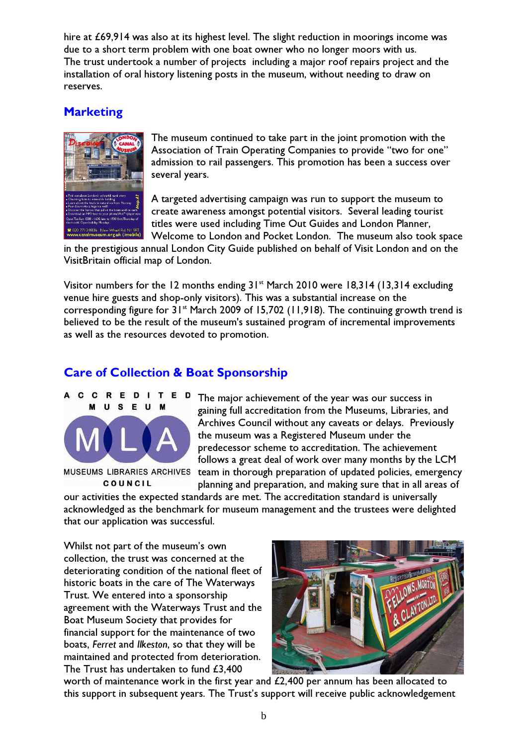hire at £69,914 was also at its highest level. The slight reduction in moorings income was due to a short term problem with one boat owner who no longer moors with us.
The trust undertook a number of projects including a major roof repairs project and the installation of oral history listening posts in the museum, without needing to draw on reserves.

## Marketing

The museum continued to take part in the joint promotion with the Association of Train Operating Companies to provide "two for one" admission to rail passengers. This promotion has been a success over several years.

A targeted advertising campaign was run to support the museum to create awareness amongst potential visitors. Several leading tourist titles were used including Time Out Guides and London Planner, Welcome to London and Pocket London. The museum also took space in the prestigious annual London City Guide published on behalf of Visit London and on the VisitBritain official map of London.

Visitor numbers for the 12 months ending 31st March 2010 were 18,314 (13,314 excluding venue hire guests and shop-only visitors). This was a substantial increase on the corresponding figure for 31st March 2009 of 15,702 (11,918). The continuing growth trend is believed to be the result of the museum's sustained program of incremental improvements as well as the resources devoted to promotion.

## Care of Collection & Boat Sponsorship

ACCREDITED MUSEUM
MLA
MUSEUMS LIBRARIES ARCHIVES COUNCIL

The major achievement of the year was our success in gaining full accreditation from the Museums, Libraries, and Archives Council without any caveats or delays. Previously the museum was a Registered Museum under the predecessor scheme to accreditation. The achievement follows a great deal of work over many months by the LCM team in thorough preparation of updated policies, emergency planning and preparation, and making sure that in all areas of our activities the expected standards are met. The accreditation standard is universally acknowledged as the benchmark for museum management and the trustees were delighted that our application was successful.

Whilst not part of the museum's own collection, the trust was concerned at the deteriorating condition of the national fleet of historic boats in the care of The Waterways Trust. We entered into a sponsorship agreement with the Waterways Trust and the Boat Museum Society that provides for financial support for the maintenance of two boats, *Ferret* and *Ilkeston*, so that they will be maintained and protected from deterioration. The Trust has undertaken to fund £3,400 worth of maintenance work in the first year and £2,400 per annum has been allocated to this support in subsequent years. The Trust's support will receive public acknowledgement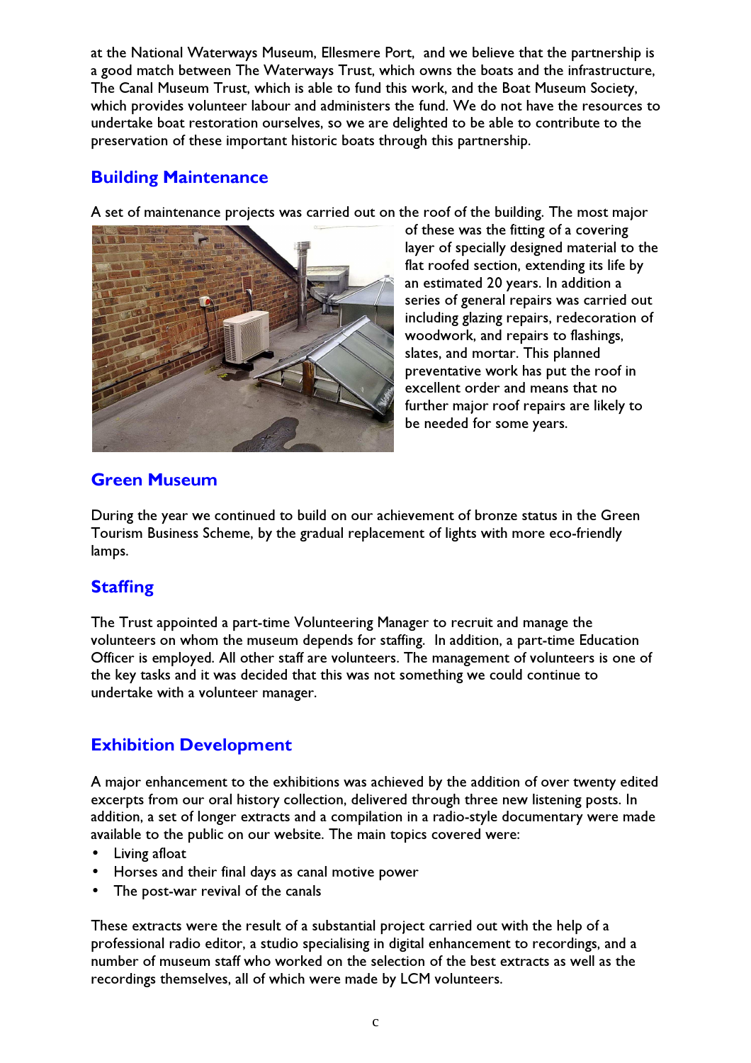at the National Waterways Museum, Ellesmere Port, and we believe that the partnership is a good match between The Waterways Trust, which owns the boats and the infrastructure, The Canal Museum Trust, which is able to fund this work, and the Boat Museum Society, which provides volunteer labour and administers the fund. We do not have the resources to undertake boat restoration ourselves, so we are delighted to be able to contribute to the preservation of these important historic boats through this partnership.

## Building Maintenance

A set of maintenance projects was carried out on the roof of the building. The most major of these was the fitting of a covering layer of specially designed material to the flat roofed section, extending its life by an estimated 20 years. In addition a series of general repairs was carried out including glazing repairs, redecoration of woodwork, and repairs to flashings, slates, and mortar. This planned preventative work has put the roof in excellent order and means that no further major roof repairs are likely to be needed for some years.

## Green Museum

During the year we continued to build on our achievement of bronze status in the Green Tourism Business Scheme, by the gradual replacement of lights with more eco-friendly lamps.

## Staffing

The Trust appointed a part-time Volunteering Manager to recruit and manage the volunteers on whom the museum depends for staffing. In addition, a part-time Education Officer is employed. All other staff are volunteers. The management of volunteers is one of the key tasks and it was decided that this was not something we could continue to undertake with a volunteer manager.

## Exhibition Development

A major enhancement to the exhibitions was achieved by the addition of over twenty edited excerpts from our oral history collection, delivered through three new listening posts. In addition, a set of longer extracts and a compilation in a radio-style documentary were made available to the public on our website. The main topics covered were:

- Living afloat
- Horses and their final days as canal motive power
- The post-war revival of the canals

These extracts were the result of a substantial project carried out with the help of a professional radio editor, a studio specialising in digital enhancement to recordings, and a number of museum staff who worked on the selection of the best extracts as well as the recordings themselves, all of which were made by LCM volunteers.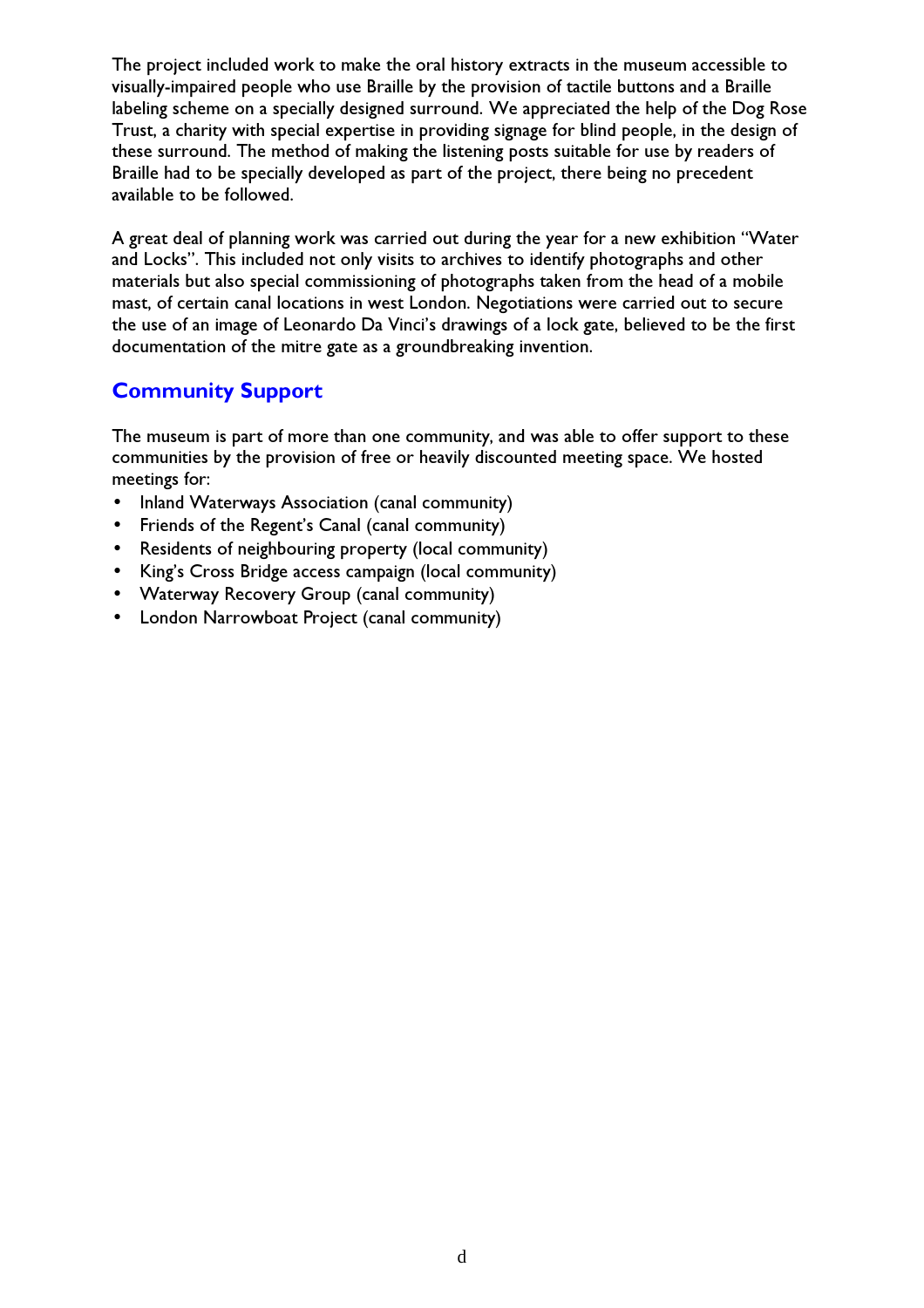The project included work to make the oral history extracts in the museum accessible to visually-impaired people who use Braille by the provision of tactile buttons and a Braille labeling scheme on a specially designed surround. We appreciated the help of the Dog Rose Trust, a charity with special expertise in providing signage for blind people, in the design of these surround. The method of making the listening posts suitable for use by readers of Braille had to be specially developed as part of the project, there being no precedent available to be followed.

A great deal of planning work was carried out during the year for a new exhibition "Water and Locks". This included not only visits to archives to identify photographs and other materials but also special commissioning of photographs taken from the head of a mobile mast, of certain canal locations in west London. Negotiations were carried out to secure the use of an image of Leonardo Da Vinci's drawings of a lock gate, believed to be the first documentation of the mitre gate as a groundbreaking invention.

## Community Support

The museum is part of more than one community, and was able to offer support to these communities by the provision of free or heavily discounted meeting space. We hosted meetings for:

- Inland Waterways Association (canal community)
- Friends of the Regent's Canal (canal community)
- Residents of neighbouring property (local community)
- King's Cross Bridge access campaign (local community)
- Waterway Recovery Group (canal community)
- London Narrowboat Project (canal community)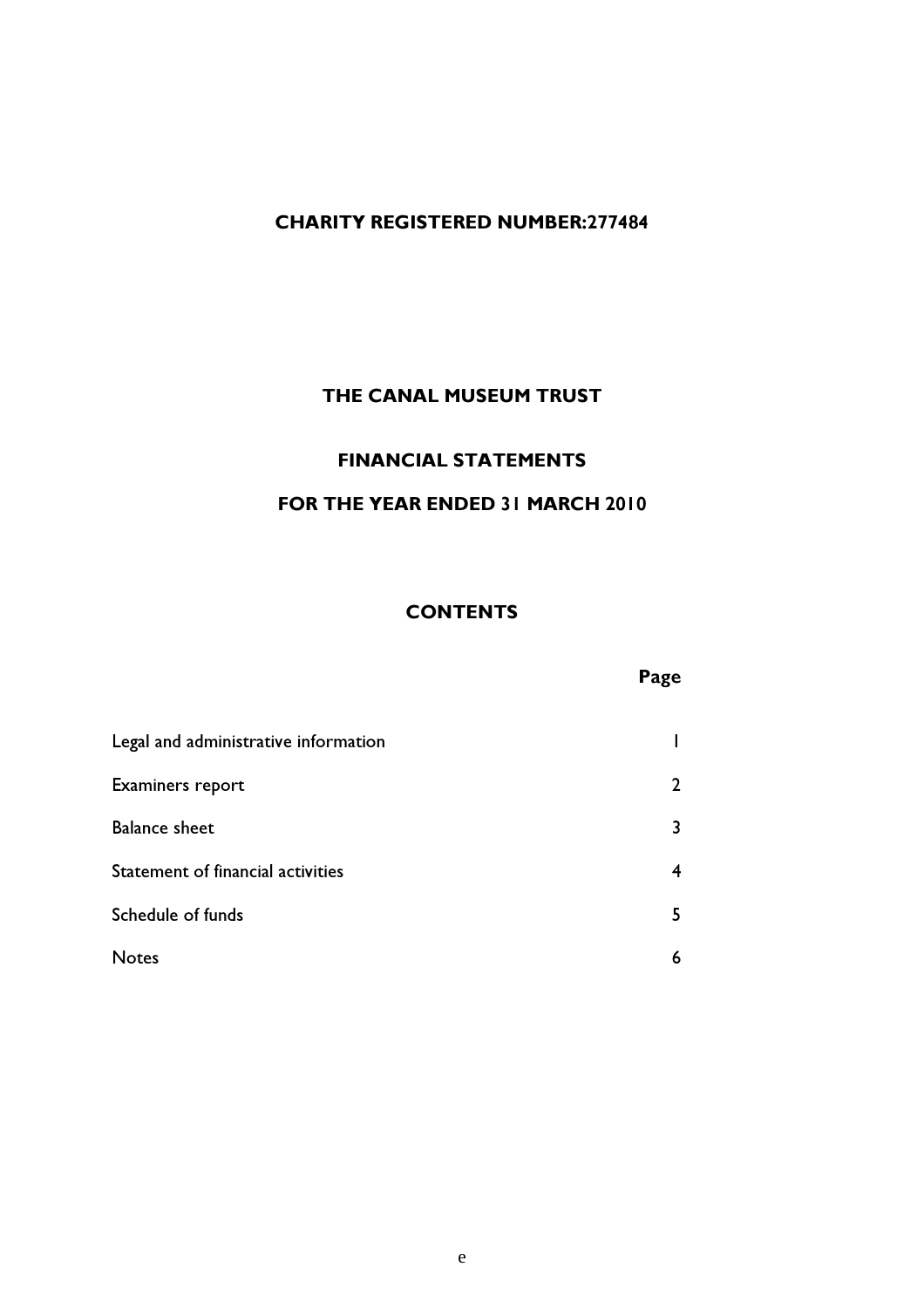**CHARITY REGISTERED NUMBER:277484**

# THE CANAL MUSEUM TRUST

## FINANCIAL STATEMENTS

## FOR THE YEAR ENDED 31 MARCH 2010

### CONTENTS

| | Page |
|---|---|
| Legal and administrative information | 1 |
| Examiners report | 2 |
| Balance sheet | 3 |
| Statement of financial activities | 4 |
| Schedule of funds | 5 |
| Notes | 6 |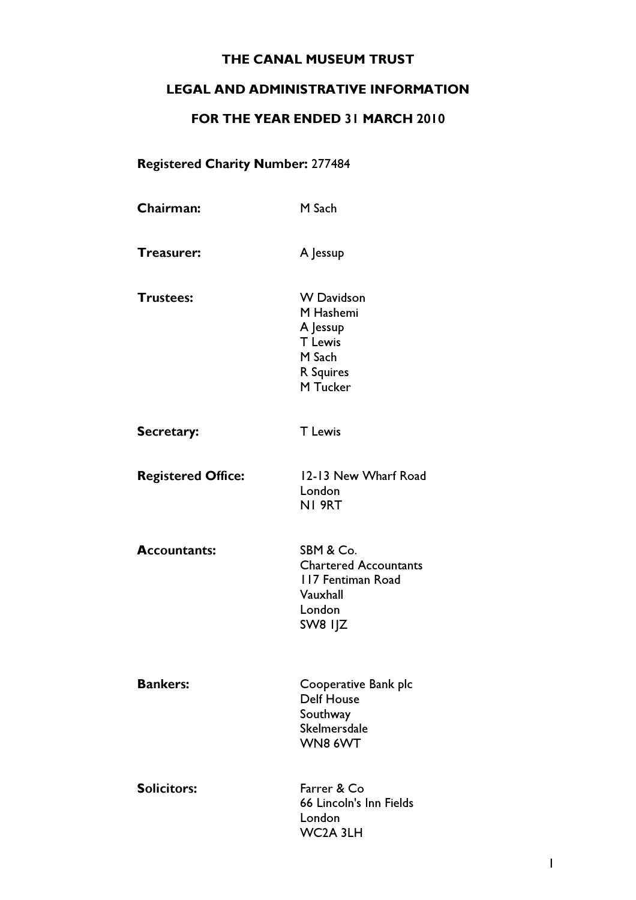# THE CANAL MUSEUM TRUST

## LEGAL AND ADMINISTRATIVE INFORMATION

## FOR THE YEAR ENDED 31 MARCH 2010

**Registered Charity Number:** 277484

**Chairman:** M Sach

**Treasurer:** A Jessup

**Trustees:** W Davidson
M Hashemi
A Jessup
T Lewis
M Sach
R Squires
M Tucker

**Secretary:** T Lewis

**Registered Office:** 12-13 New Wharf Road
London
N1 9RT

**Accountants:** SBM & Co.
Chartered Accountants
117 Fentiman Road
Vauxhall
London
SW8 1JZ

**Bankers:** Cooperative Bank plc
Delf House
Southway
Skelmersdale
WN8 6WT

**Solicitors:** Farrer & Co
66 Lincoln's Inn Fields
London
WC2A 3LH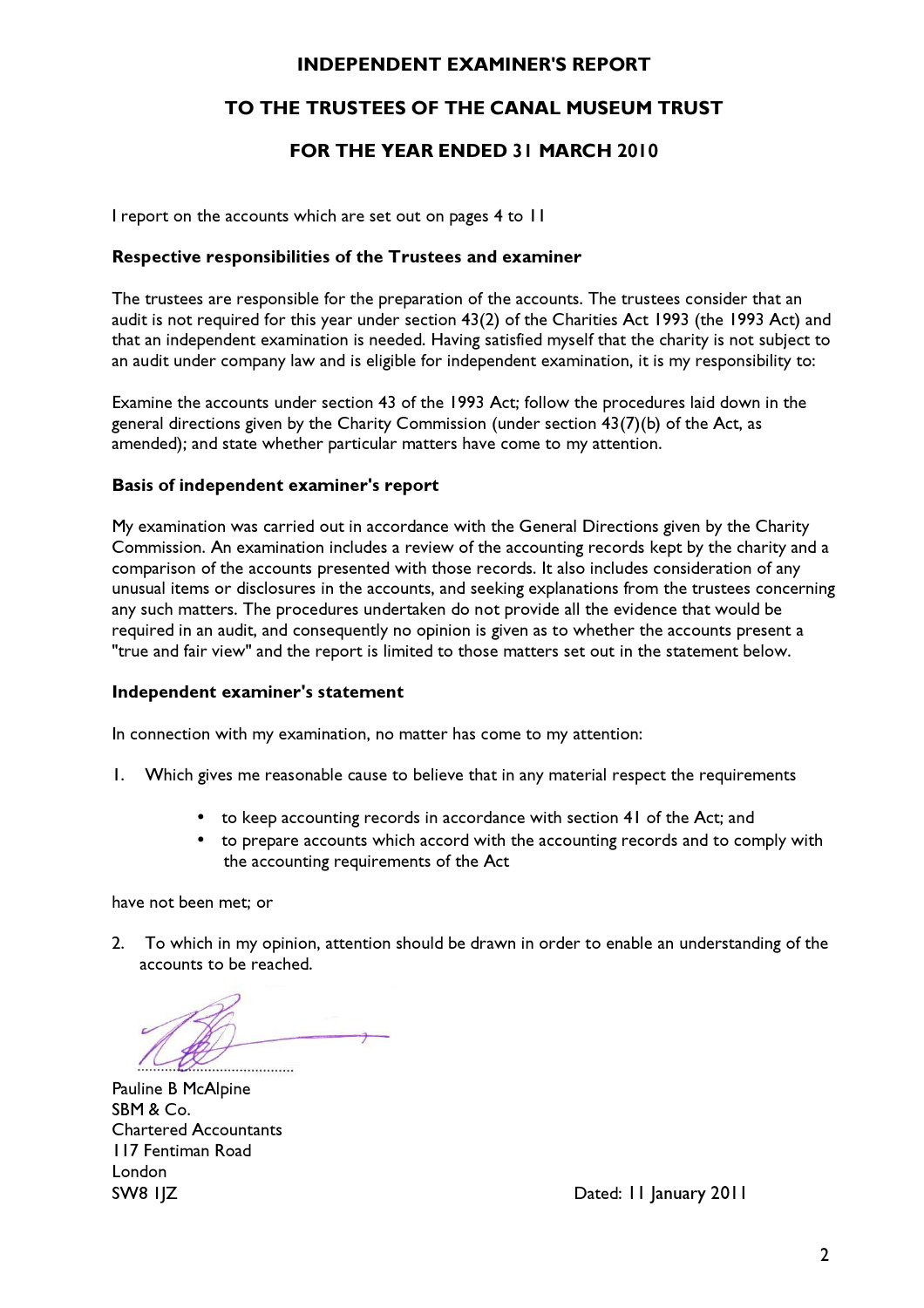# INDEPENDENT EXAMINER'S REPORT

# TO THE TRUSTEES OF THE CANAL MUSEUM TRUST

# FOR THE YEAR ENDED 31 MARCH 2010

I report on the accounts which are set out on pages 4 to 11

**Respective responsibilities of the Trustees and examiner**

The trustees are responsible for the preparation of the accounts. The trustees consider that an audit is not required for this year under section 43(2) of the Charities Act 1993 (the 1993 Act) and that an independent examination is needed. Having satisfied myself that the charity is not subject to an audit under company law and is eligible for independent examination, it is my responsibility to:

Examine the accounts under section 43 of the 1993 Act; follow the procedures laid down in the general directions given by the Charity Commission (under section 43(7)(b) of the Act, as amended); and state whether particular matters have come to my attention.

**Basis of independent examiner's report**

My examination was carried out in accordance with the General Directions given by the Charity Commission. An examination includes a review of the accounting records kept by the charity and a comparison of the accounts presented with those records. It also includes consideration of any unusual items or disclosures in the accounts, and seeking explanations from the trustees concerning any such matters. The procedures undertaken do not provide all the evidence that would be required in an audit, and consequently no opinion is given as to whether the accounts present a "true and fair view" and the report is limited to those matters set out in the statement below.

**Independent examiner's statement**

In connection with my examination, no matter has come to my attention:

1. Which gives me reasonable cause to believe that in any material respect the requirements

   - to keep accounting records in accordance with section 41 of the Act; and
   - to prepare accounts which accord with the accounting records and to comply with the accounting requirements of the Act

have not been met; or

2. To which in my opinion, attention should be drawn in order to enable an understanding of the accounts to be reached.

.....................................

Pauline B McAlpine
SBM & Co.
Chartered Accountants
117 Fentiman Road
London
SW8 1JZ

Dated: 11 January 2011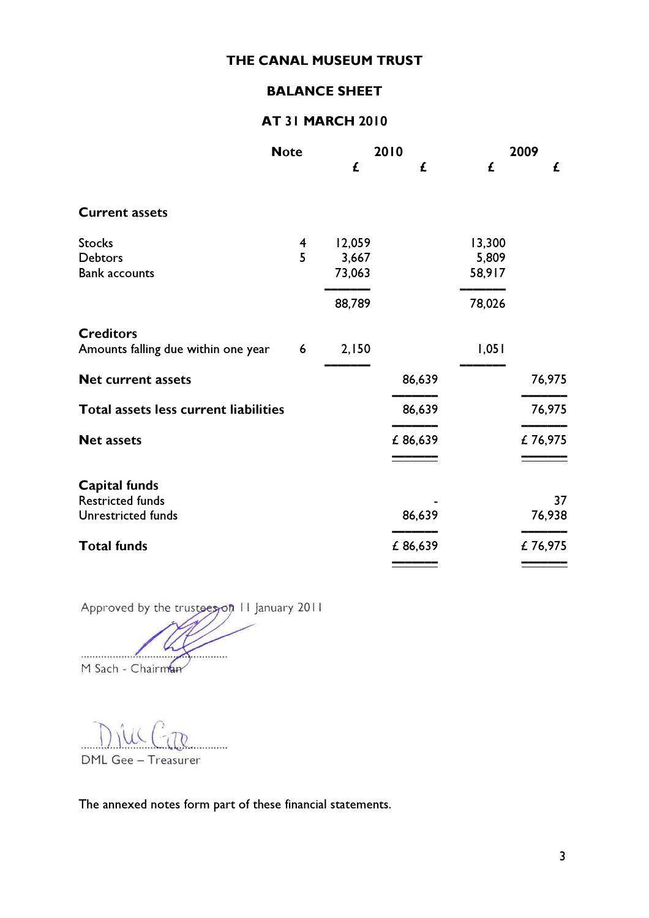# THE CANAL MUSEUM TRUST

## BALANCE SHEET

## AT 31 MARCH 2010

| | Note | 2010 £ | 2010 £ | 2009 £ | 2009 £ |
|---|---|---|---|---|---|
| **Current assets** | | | | | |
| Stocks | 4 | 12,059 | | 13,300 | |
| Debtors | 5 | 3,667 | | 5,809 | |
| Bank accounts | | 73,063 | | 58,917 | |
| | | 88,789 | | 78,026 | |
| **Creditors** | | | | | |
| Amounts falling due within one year | 6 | 2,150 | | 1,051 | |
| **Net current assets** | | | 86,639 | | 76,975 |
| **Total assets less current liabilities** | | | 86,639 | | 76,975 |
| **Net assets** | | | £ 86,639 | | £ 76,975 |
| **Capital funds** | | | | | |
| Restricted funds | | | - | | 37 |
| Unrestricted funds | | | 86,639 | | 76,938 |
| **Total funds** | | | £ 86,639 | | £ 76,975 |

Approved by the trustees on 11 January 2011

M Sach - Chairman

DML Gee – Treasurer

The annexed notes form part of these financial statements.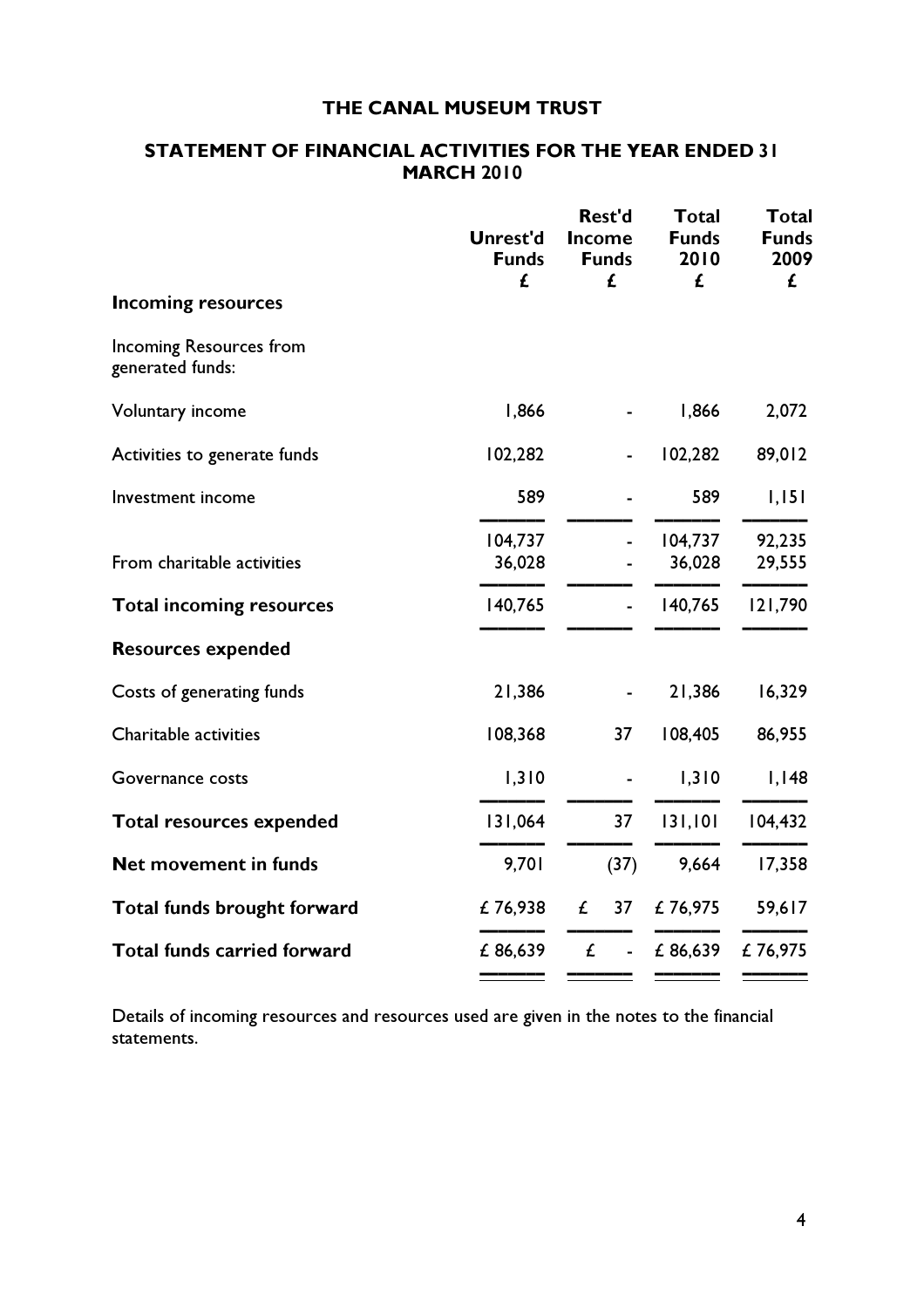# THE CANAL MUSEUM TRUST

## STATEMENT OF FINANCIAL ACTIVITIES FOR THE YEAR ENDED 31 MARCH 2010

| | Unrest'd Funds £ | Rest'd Income Funds £ | Total Funds 2010 £ | Total Funds 2009 £ |
|---|---|---|---|---|
| **Incoming resources** | | | | |
| Incoming Resources from generated funds: | | | | |
| Voluntary income | 1,866 | - | 1,866 | 2,072 |
| Activities to generate funds | 102,282 | - | 102,282 | 89,012 |
| Investment income | 589 | - | 589 | 1,151 |
| | 104,737 | - | 104,737 | 92,235 |
| From charitable activities | 36,028 | - | 36,028 | 29,555 |
| **Total incoming resources** | 140,765 | - | 140,765 | 121,790 |
| **Resources expended** | | | | |
| Costs of generating funds | 21,386 | - | 21,386 | 16,329 |
| Charitable activities | 108,368 | 37 | 108,405 | 86,955 |
| Governance costs | 1,310 | - | 1,310 | 1,148 |
| **Total resources expended** | 131,064 | 37 | 131,101 | 104,432 |
| **Net movement in funds** | 9,701 | (37) | 9,664 | 17,358 |
| **Total funds brought forward** | £ 76,938 | £ 37 | £ 76,975 | 59,617 |
| **Total funds carried forward** | £ 86,639 | £ - | £ 86,639 | £ 76,975 |

Details of incoming resources and resources used are given in the notes to the financial statements.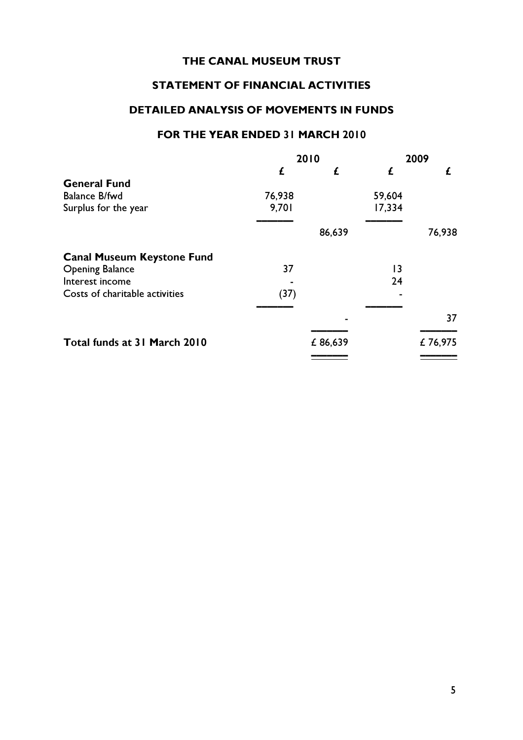# THE CANAL MUSEUM TRUST

## STATEMENT OF FINANCIAL ACTIVITIES

## DETAILED ANALYSIS OF MOVEMENTS IN FUNDS

## FOR THE YEAR ENDED 31 MARCH 2010

| | 2010 | | 2009 | |
|---|---|---|---|---|
| | £ | £ | £ | £ |
| **General Fund** | | | | |
| Balance B/fwd | 76,938 | | 59,604 | |
| Surplus for the year | 9,701 | | 17,334 | |
| | | 86,639 | | 76,938 |
| **Canal Museum Keystone Fund** | | | | |
| Opening Balance | 37 | | 13 | |
| Interest income | - | | 24 | |
| Costs of charitable activities | (37) | | - | |
| | | - | | 37 |
| **Total funds at 31 March 2010** | | £ 86,639 | | £ 76,975 |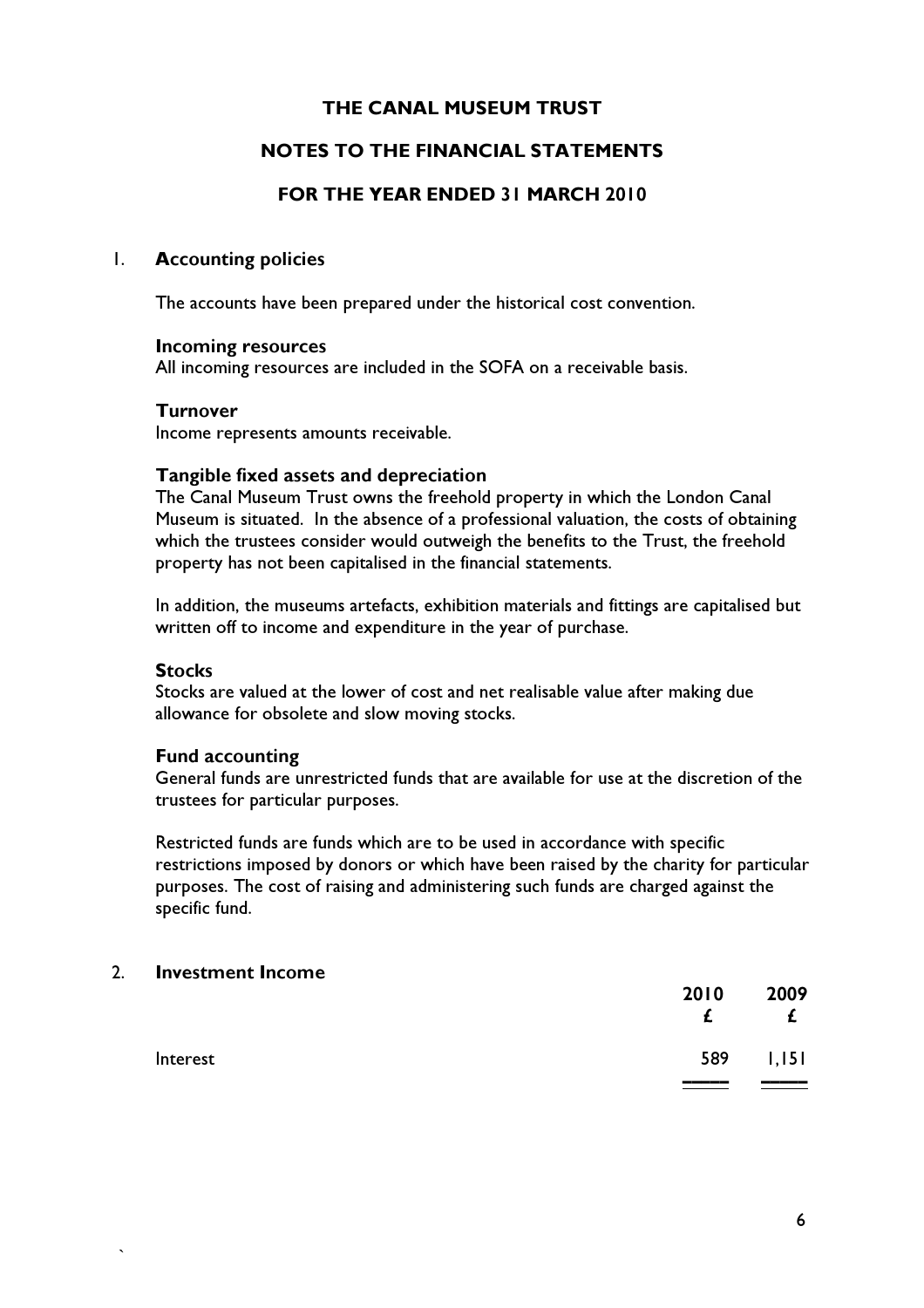# THE CANAL MUSEUM TRUST

## NOTES TO THE FINANCIAL STATEMENTS

## FOR THE YEAR ENDED 31 MARCH 2010

### 1. Accounting policies

The accounts have been prepared under the historical cost convention.

**Incoming resources**
All incoming resources are included in the SOFA on a receivable basis.

**Turnover**
Income represents amounts receivable.

**Tangible fixed assets and depreciation**
The Canal Museum Trust owns the freehold property in which the London Canal Museum is situated. In the absence of a professional valuation, the costs of obtaining which the trustees consider would outweigh the benefits to the Trust, the freehold property has not been capitalised in the financial statements.

In addition, the museums artefacts, exhibition materials and fittings are capitalised but written off to income and expenditure in the year of purchase.

**Stocks**
Stocks are valued at the lower of cost and net realisable value after making due allowance for obsolete and slow moving stocks.

**Fund accounting**
General funds are unrestricted funds that are available for use at the discretion of the trustees for particular purposes.

Restricted funds are funds which are to be used in accordance with specific restrictions imposed by donors or which have been raised by the charity for particular purposes. The cost of raising and administering such funds are charged against the specific fund.

### 2. Investment Income

| | 2010 £ | 2009 £ |
|---|---|---|
| Interest | 589 | 1,151 |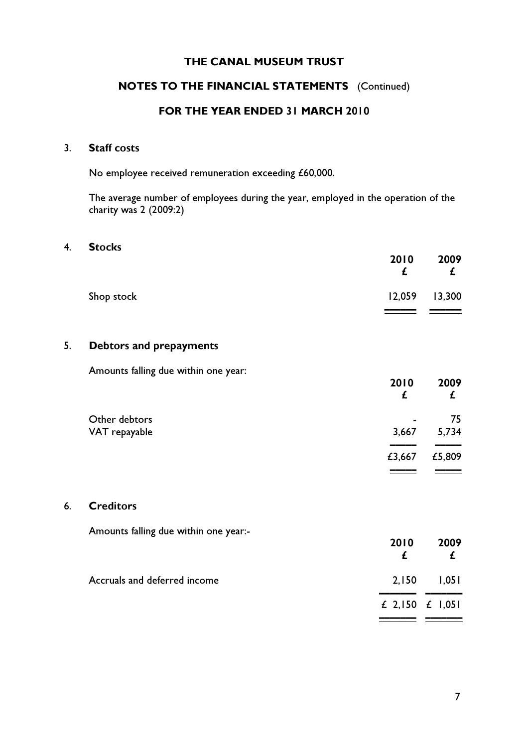# THE CANAL MUSEUM TRUST

## NOTES TO THE FINANCIAL STATEMENTS (Continued)

## FOR THE YEAR ENDED 31 MARCH 2010

### 3. Staff costs

No employee received remuneration exceeding £60,000.

The average number of employees during the year, employed in the operation of the charity was 2 (2009:2)

### 4. Stocks

| | 2010 £ | 2009 £ |
|---|---|---|
| Shop stock | 12,059 | 13,300 |

### 5. Debtors and prepayments

Amounts falling due within one year:

| | 2010 £ | 2009 £ |
|---|---|---|
| Other debtors | - | 75 |
| VAT repayable | 3,667 | 5,734 |
| | £3,667 | £5,809 |

### 6. Creditors

Amounts falling due within one year:-

| | 2010 £ | 2009 £ |
|---|---|---|
| Accruals and deferred income | 2,150 | 1,051 |
| | £ 2,150 | £ 1,051 |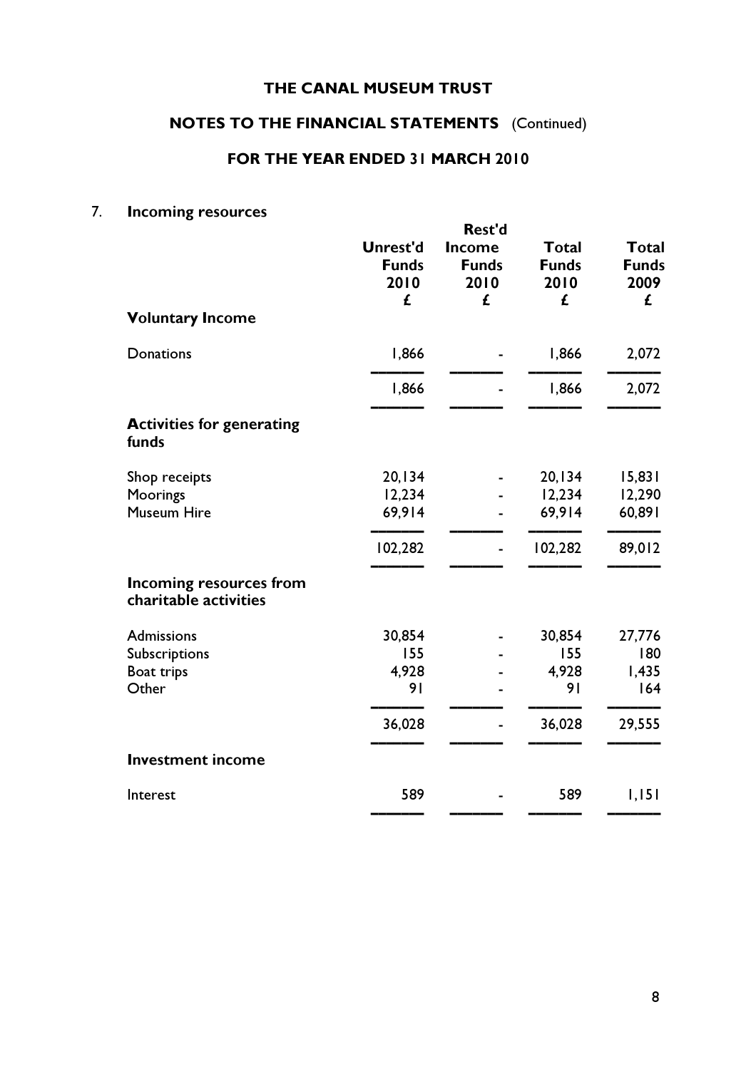**THE CANAL MUSEUM TRUST**

**NOTES TO THE FINANCIAL STATEMENTS** (Continued)

**FOR THE YEAR ENDED 31 MARCH 2010**

## 7. Incoming resources

| | Unrest'd Funds 2010 £ | Rest'd Income Funds 2010 £ | Total Funds 2010 £ | Total Funds 2009 £ |
|---|---|---|---|---|
| **Voluntary Income** | | | | |
| Donations | 1,866 | - | 1,866 | 2,072 |
| | 1,866 | - | 1,866 | 2,072 |
| **Activities for generating funds** | | | | |
| Shop receipts | 20,134 | - | 20,134 | 15,831 |
| Moorings | 12,234 | - | 12,234 | 12,290 |
| Museum Hire | 69,914 | - | 69,914 | 60,891 |
| | 102,282 | - | 102,282 | 89,012 |
| **Incoming resources from charitable activities** | | | | |
| Admissions | 30,854 | - | 30,854 | 27,776 |
| Subscriptions | 155 | - | 155 | 180 |
| Boat trips | 4,928 | - | 4,928 | 1,435 |
| Other | 91 | - | 91 | 164 |
| | 36,028 | - | 36,028 | 29,555 |
| **Investment income** | | | | |
| Interest | 589 | - | 589 | 1,151 |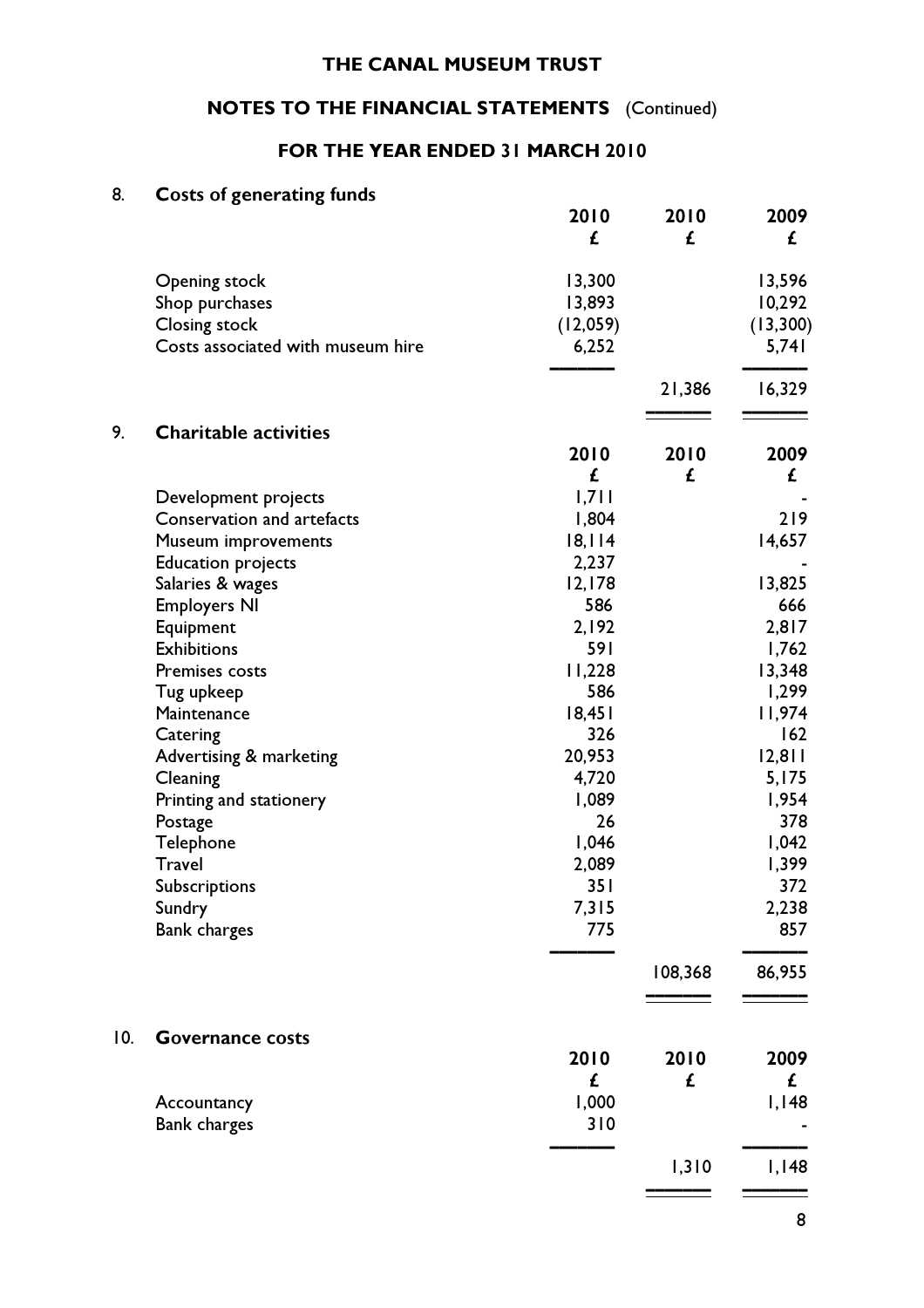# THE CANAL MUSEUM TRUST

## NOTES TO THE FINANCIAL STATEMENTS (Continued)

## FOR THE YEAR ENDED 31 MARCH 2010

### 8. Costs of generating funds

| | 2010 £ | 2010 £ | 2009 £ |
|---|---|---|---|
| Opening stock | 13,300 | | 13,596 |
| Shop purchases | 13,893 | | 10,292 |
| Closing stock | (12,059) | | (13,300) |
| Costs associated with museum hire | 6,252 | | 5,741 |
| | | 21,386 | 16,329 |

### 9. Charitable activities

| | 2010 £ | 2010 £ | 2009 £ |
|---|---|---|---|
| Development projects | 1,711 | | - |
| Conservation and artefacts | 1,804 | | 219 |
| Museum improvements | 18,114 | | 14,657 |
| Education projects | 2,237 | | - |
| Salaries & wages | 12,178 | | 13,825 |
| Employers NI | 586 | | 666 |
| Equipment | 2,192 | | 2,817 |
| Exhibitions | 591 | | 1,762 |
| Premises costs | 11,228 | | 13,348 |
| Tug upkeep | 586 | | 1,299 |
| Maintenance | 18,451 | | 11,974 |
| Catering | 326 | | 162 |
| Advertising & marketing | 20,953 | | 12,811 |
| Cleaning | 4,720 | | 5,175 |
| Printing and stationery | 1,089 | | 1,954 |
| Postage | 26 | | 378 |
| Telephone | 1,046 | | 1,042 |
| Travel | 2,089 | | 1,399 |
| Subscriptions | 351 | | 372 |
| Sundry | 7,315 | | 2,238 |
| Bank charges | 775 | | 857 |
| | | 108,368 | 86,955 |

### 10. Governance costs

| | 2010 £ | 2010 £ | 2009 £ |
|---|---|---|---|
| Accountancy | 1,000 | | 1,148 |
| Bank charges | 310 | | - |
| | | 1,310 | 1,148 |